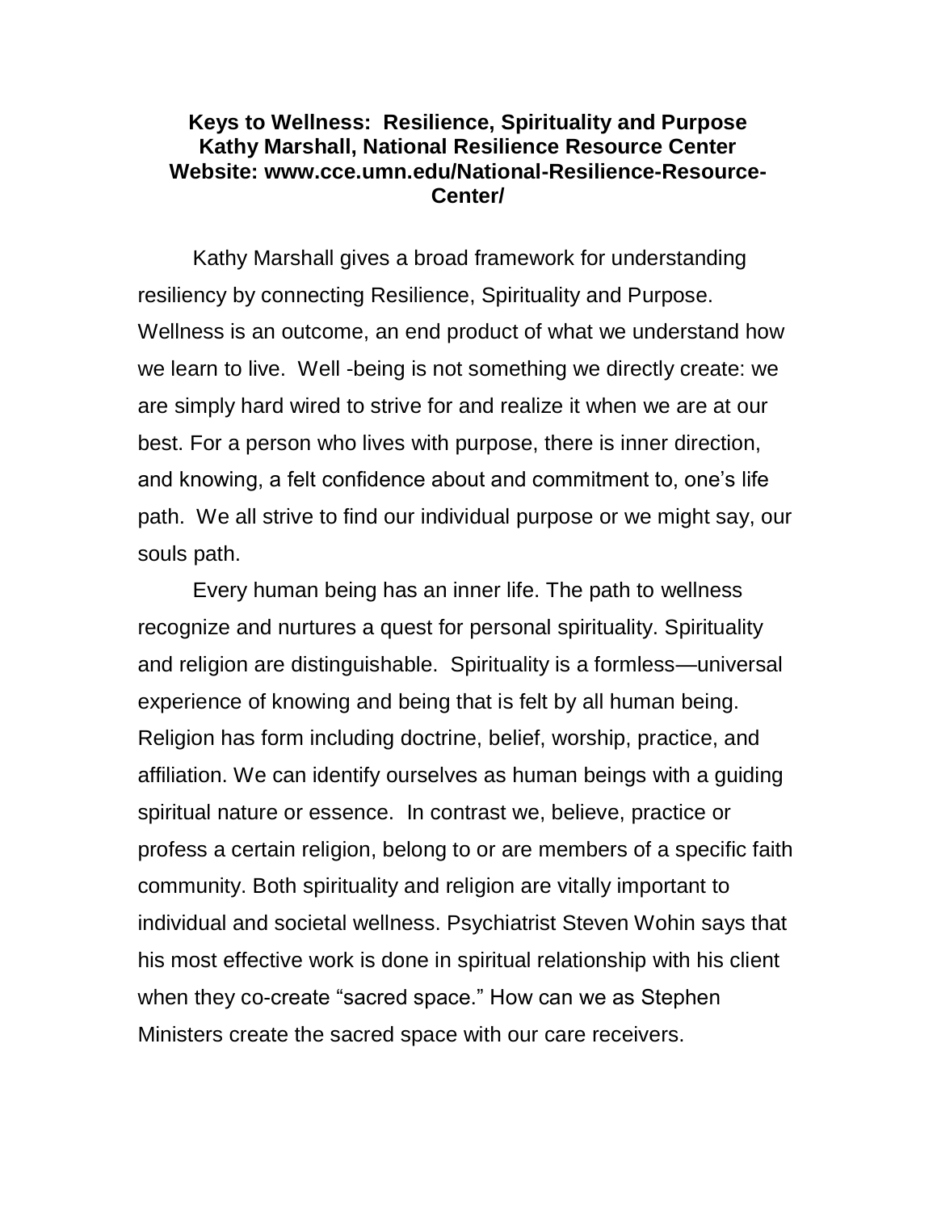**Keys to Wellness: Resilience, Spirituality and Purpose**
**Kathy Marshall, National Resilience Resource Center**
**Website: www.cce.umn.edu/National-Resilience-Resource-Center/**

Kathy Marshall gives a broad framework for understanding resiliency by connecting Resilience, Spirituality and Purpose. Wellness is an outcome, an end product of what we understand how we learn to live. Well -being is not something we directly create: we are simply hard wired to strive for and realize it when we are at our best. For a person who lives with purpose, there is inner direction, and knowing, a felt confidence about and commitment to, one's life path. We all strive to find our individual purpose or we might say, our souls path.

Every human being has an inner life. The path to wellness recognize and nurtures a quest for personal spirituality. Spirituality and religion are distinguishable. Spirituality is a formless—universal experience of knowing and being that is felt by all human being. Religion has form including doctrine, belief, worship, practice, and affiliation. We can identify ourselves as human beings with a guiding spiritual nature or essence. In contrast we, believe, practice or profess a certain religion, belong to or are members of a specific faith community. Both spirituality and religion are vitally important to individual and societal wellness. Psychiatrist Steven Wohin says that his most effective work is done in spiritual relationship with his client when they co-create "sacred space." How can we as Stephen Ministers create the sacred space with our care receivers.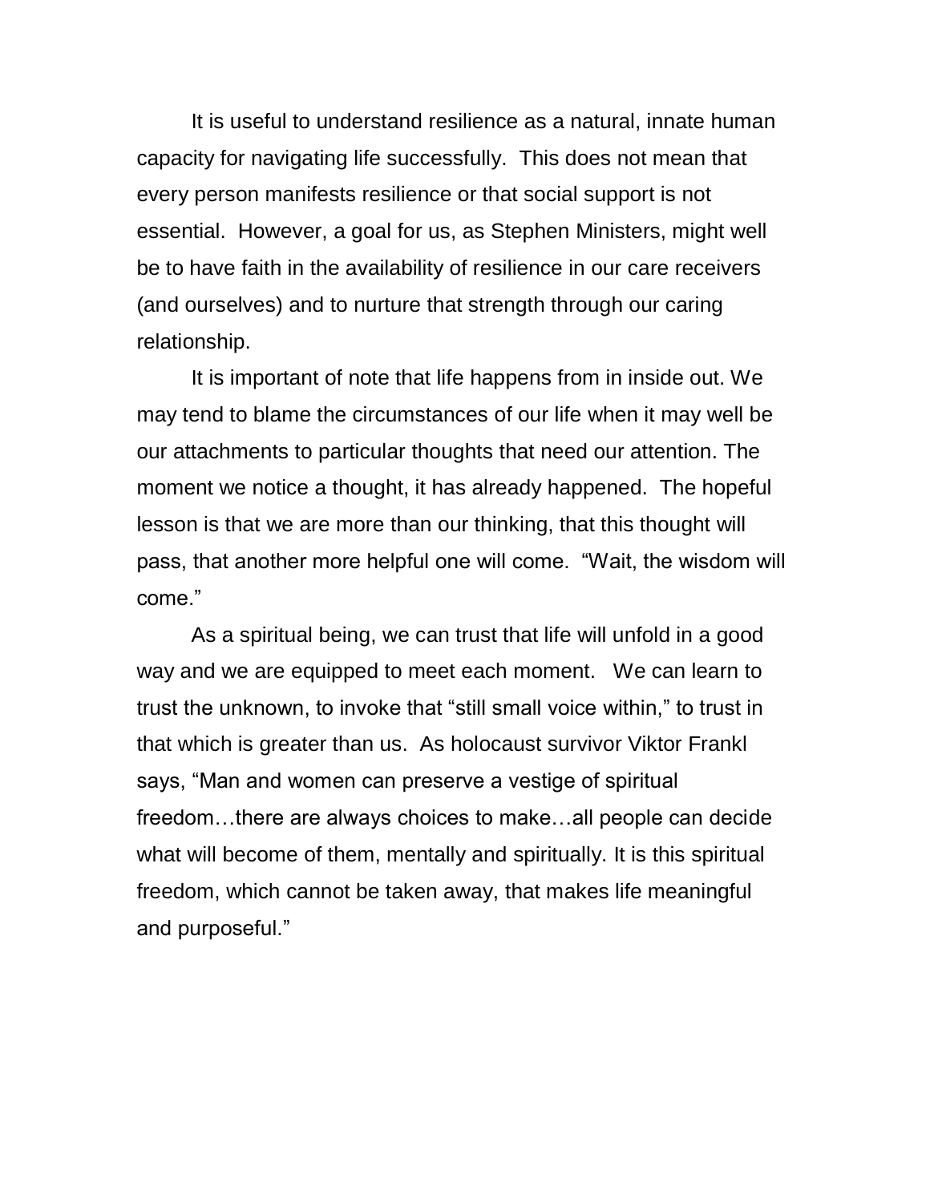It is useful to understand resilience as a natural, innate human capacity for navigating life successfully. This does not mean that every person manifests resilience or that social support is not essential. However, a goal for us, as Stephen Ministers, might well be to have faith in the availability of resilience in our care receivers (and ourselves) and to nurture that strength through our caring relationship.

It is important of note that life happens from in inside out. We may tend to blame the circumstances of our life when it may well be our attachments to particular thoughts that need our attention. The moment we notice a thought, it has already happened. The hopeful lesson is that we are more than our thinking, that this thought will pass, that another more helpful one will come. “Wait, the wisdom will come.”

As a spiritual being, we can trust that life will unfold in a good way and we are equipped to meet each moment. We can learn to trust the unknown, to invoke that “still small voice within,” to trust in that which is greater than us. As holocaust survivor Viktor Frankl says, “Man and women can preserve a vestige of spiritual freedom…there are always choices to make…all people can decide what will become of them, mentally and spiritually. It is this spiritual freedom, which cannot be taken away, that makes life meaningful and purposeful.”